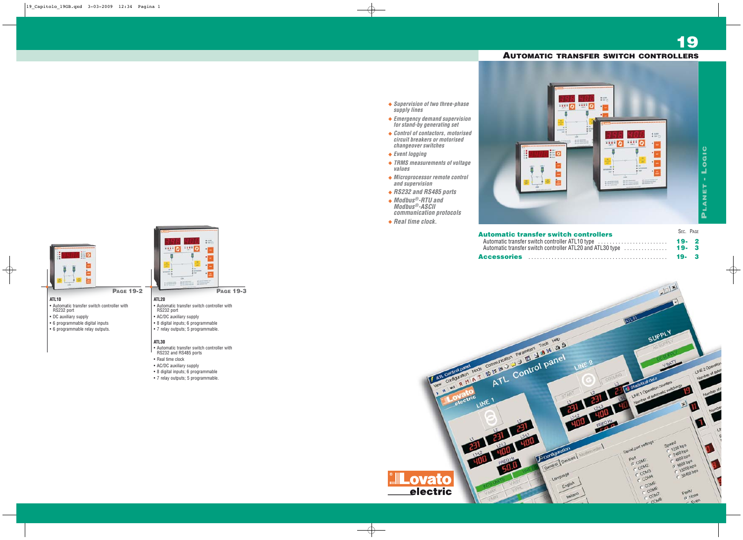# 19

## Automatic transfer switch controllers

- *Supervision of two three-phase supply lines*
- *Emergency demand supervision for stand-by generating set*
- *Control of contactors, motorised circuit breakers or motorised changeover switches*
- *Event logging*
- *TRMS measurements of voltage values*
- *Microprocessor remote control and supervision*
- *RS232 and RS485 ports*
- *Modbus®-RTU and Modbus®-ASCII communication protocols*
- *Real time clock.*

| | Sec. | Page |
|---|---|---|
| **Automatic transfer switch controllers** | | |
| Automatic transfer switch controller ATL10 type | 19- | 2 |
| Automatic transfer switch controller ATL20 and ATL30 type | 19- | 3 |
| **Accessories** | 19- | 3 |

**Page 19-2**

**ATL10**
- Automatic transfer switch controller with RS232 port
- DC auxiliary supply
- 6 programmable digital inputs
- 6 programmable relay outputs.

**Page 19-3**

**ATL20**
- Automatic transfer switch controller with RS232 port
- AC/DC auxiliary supply
- 8 digital inputs; 6 programmable
- 7 relay outputs; 5 programmable.

**ATL30**
- Automatic transfer switch controller with RS232 and RS485 ports
- Real time clock
- AC/DC auxiliary supply
- 8 digital inputs; 6 programmable
- 7 relay outputs; 5 programmable.

Planet - Logic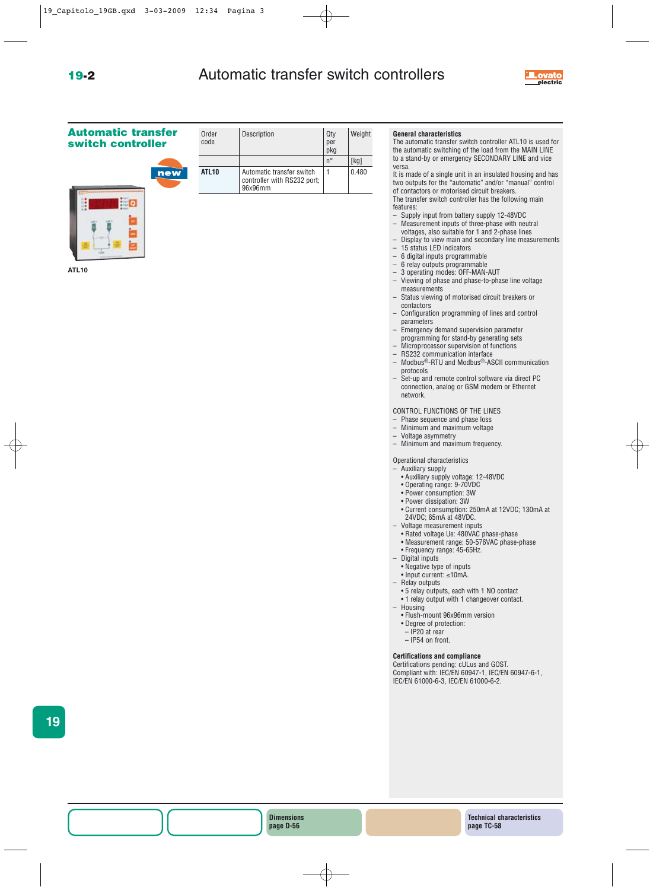# Automatic transfer switch controllers

## Automatic transfer switch controller

new

ATL10

| Order code | Description | Qty per pkg | Weight |
|---|---|---|---|
| | | n° | [kg] |
| **ATL10** | Automatic transfer switch controller with RS232 port; 96x96mm | 1 | 0.480 |

**General characteristics**

The automatic transfer switch controller ATL10 is used for the automatic switching of the load from the MAIN LINE to a stand-by or emergency SECONDARY LINE and vice versa.

It is made of a single unit in an insulated housing and has two outputs for the "automatic" and/or "manual" control of contactors or motorised circuit breakers.

The transfer switch controller has the following main features:

- Supply input from battery supply 12-48VDC
- Measurement inputs of three-phase with neutral voltages, also suitable for 1 and 2-phase lines
- Display to view main and secondary line measurements
- 15 status LED indicators
- 6 digital inputs programmable
- 6 relay outputs programmable
- 3 operating modes: OFF-MAN-AUT
- Viewing of phase and phase-to-phase line voltage measurements
- Status viewing of motorised circuit breakers or contactors
- Configuration programming of lines and control parameters
- Emergency demand supervision parameter programming for stand-by generating sets
- Microprocessor supervision of functions
- RS232 communication interface
- Modbus®-RTU and Modbus®-ASCII communication protocols
- Set-up and remote control software via direct PC connection, analog or GSM modem or Ethernet network.

CONTROL FUNCTIONS OF THE LINES

- Phase sequence and phase loss
- Minimum and maximum voltage
- Voltage asymmetry
- Minimum and maximum frequency.

Operational characteristics

- Auxiliary supply
  - Auxiliary supply voltage: 12-48VDC
  - Operating range: 9-70VDC
  - Power consumption: 3W
  - Power dissipation: 3W
  - Current consumption: 250mA at 12VDC; 130mA at 24VDC; 65mA at 48VDC.
- Voltage measurement inputs
  - Rated voltage Ue: 480VAC phase-phase
  - Measurement range: 50-576VAC phase-phase
  - Frequency range: 45-65Hz.
- Digital inputs
  - Negative type of inputs
  - Input current: ≤10mA.
- Relay outputs
  - 5 relay outputs, each with 1 NO contact
  - 1 relay output with 1 changeover contact.
- Housing
  - Flush-mount 96x96mm version
  - Degree of protection:
    - IP20 at rear
    - IP54 on front.

**Certifications and compliance**

Certifications pending: cULus and GOST.
Compliant with: IEC/EN 60947-1, IEC/EN 60947-6-1, IEC/EN 61000-6-3, IEC/EN 61000-6-2.

**Dimensions** page D-56

**Technical characteristics** page TC-58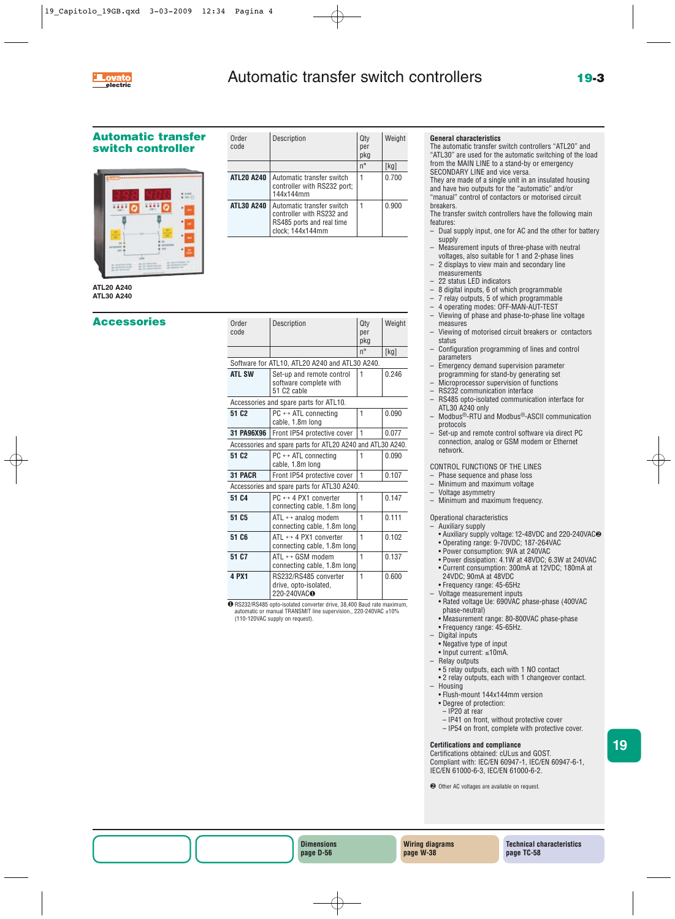# Automatic transfer switch controllers

## Automatic transfer switch controller

ATL20 A240
ATL30 A240

| Order code | Description | Qty per pkg | Weight |
|---|---|---|---|
| | | n° | [kg] |
| **ATL20 A240** | Automatic transfer switch controller with RS232 port; 144x144mm | 1 | 0.700 |
| **ATL30 A240** | Automatic transfer switch controller with RS232 and RS485 ports and real time clock; 144x144mm | 1 | 0.900 |

## Accessories

| Order code | Description | Qty per pkg | Weight |
|---|---|---|---|
| | | n° | [kg] |
| Software for ATL10, ATL20 A240 and ATL30 A240. | | | |
| **ATL SW** | Set-up and remote control software complete with 51 C2 cable | 1 | 0.246 |
| Accessories and spare parts for ATL10. | | | |
| **51 C2** | PC ↔ ATL connecting cable, 1.8m long | 1 | 0.090 |
| **31 PA96X96** | Front IP54 protective cover | 1 | 0.077 |
| Accessories and spare parts for ATL20 A240 and ATL30 A240. | | | |
| **51 C2** | PC ↔ ATL connecting cable, 1.8m long | 1 | 0.090 |
| **31 PACR** | Front IP54 protective cover | 1 | 0.107 |
| Accessories and spare parts for ATL30 A240. | | | |
| **51 C4** | PC ↔ 4 PX1 converter connecting cable, 1.8m long | 1 | 0.147 |
| **51 C5** | ATL ↔ analog modem connecting cable, 1.8m long | 1 | 0.111 |
| **51 C6** | ATL ↔ 4 PX1 converter connecting cable, 1.8m long | 1 | 0.102 |
| **51 C7** | ATL ↔ GSM modem connecting cable, 1.8m long | 1 | 0.137 |
| **4 PX1** | RS232/RS485 converter drive, opto-isolated, 220-240VAC❶ | 1 | 0.600 |

❶ RS232/RS485 opto-isolated converter drive, 38,400 Baud rate maximum, automatic or manual TRANSMIT line supervision., 220-240VAC ±10% (110-120VAC supply on request).

**General characteristics**

The automatic transfer switch controllers "ATL20" and "ATL30" are used for the automatic switching of the load from the MAIN LINE to a stand-by or emergency SECONDARY LINE and vice versa.
They are made of a single unit in an insulated housing and have two outputs for the "automatic" and/or "manual" control of contactors or motorised circuit breakers.
The transfer switch controllers have the following main features:

- Dual supply input, one for AC and the other for battery supply
- Measurement inputs of three-phase with neutral voltages, also suitable for 1 and 2-phase lines
- 2 displays to view main and secondary line measurements
- 22 status LED indicators
- 8 digital inputs, 6 of which programmable
- 7 relay outputs, 5 of which programmable
- 4 operating modes: OFF-MAN-AUT-TEST
- Viewing of phase and phase-to-phase line voltage measures
- Viewing of motorised circuit breakers or contactors status
- Configuration programming of lines and control parameters
- Emergency demand supervision parameter programming for stand-by generating set
- Microprocessor supervision of functions
- RS232 communication interface
- RS485 opto-isolated communication interface for ATL30 A240 only
- Modbus®-RTU and Modbus®-ASCII communication protocols
- Set-up and remote control software via direct PC connection, analog or GSM modem or Ethernet network.

CONTROL FUNCTIONS OF THE LINES

- Phase sequence and phase loss
- Minimum and maximum voltage
- Voltage asymmetry
- Minimum and maximum frequency.

Operational characteristics

- Auxiliary supply
  - Auxiliary supply voltage: 12-48VDC and 220-240VAC❷
  - Operating range: 9-70VDC; 187-264VAC
  - Power consumption: 9VA at 240VAC
  - Power dissipation: 4.1W at 48VDC; 6.3W at 240VAC
  - Current consumption: 300mA at 12VDC; 180mA at 24VDC; 90mA at 48VDC
  - Frequency range: 45-65Hz
- Voltage measurement inputs
  - Rated voltage Ue: 690VAC phase-phase (400VAC phase-neutral)
  - Measurement range: 80-800VAC phase-phase
  - Frequency range: 45-65Hz.
- Digital inputs
  - Negative type of input
  - Input current: ≤10mA.
- Relay outputs
  - 5 relay outputs, each with 1 NO contact
  - 2 relay outputs, each with 1 changeover contact.
- Housing
  - Flush-mount 144x144mm version
  - Degree of protection:
    - IP20 at rear
    - IP41 on front, without protective cover
    - IP54 on front, complete with protective cover.

**Certifications and compliance**

Certifications obtained: cULus and GOST.
Compliant with: IEC/EN 60947-1, IEC/EN 60947-6-1, IEC/EN 61000-6-3, IEC/EN 61000-6-2.

❷ Other AC voltages are available on request.

Dimensions page D-56 | Wiring diagrams page W-38 | Technical characteristics page TC-58